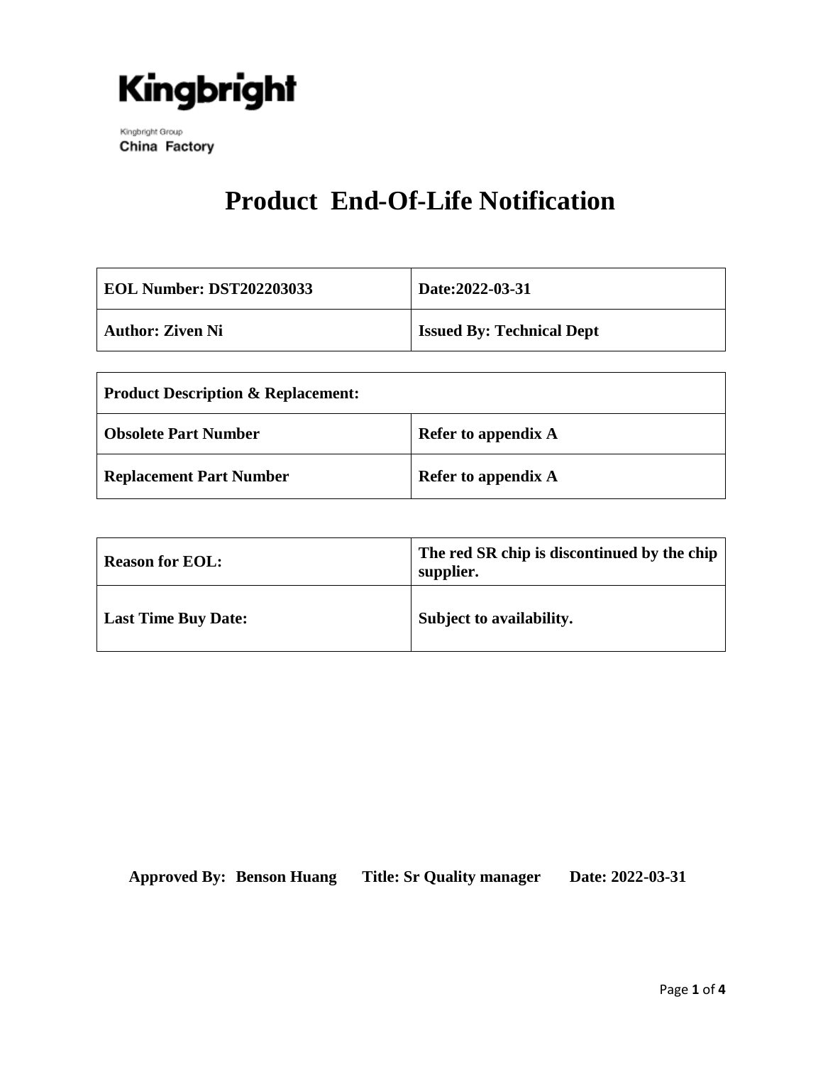**Kingbright**

Kingbright Group
China Factory

# Product End-Of-Life Notification

| EOL Number: DST202203033 | Date:2022-03-31 |
|---|---|
| Author: Ziven Ni | Issued By: Technical Dept |

| Product Description & Replacement: | |
|---|---|
| Obsolete Part Number | Refer to appendix A |
| Replacement Part Number | Refer to appendix A |

| Reason for EOL: | The red SR chip is discontinued by the chip supplier. |
|---|---|
| Last Time Buy Date: | Subject to availability. |

**Approved By: Benson Huang Title: Sr Quality manager Date: 2022-03-31**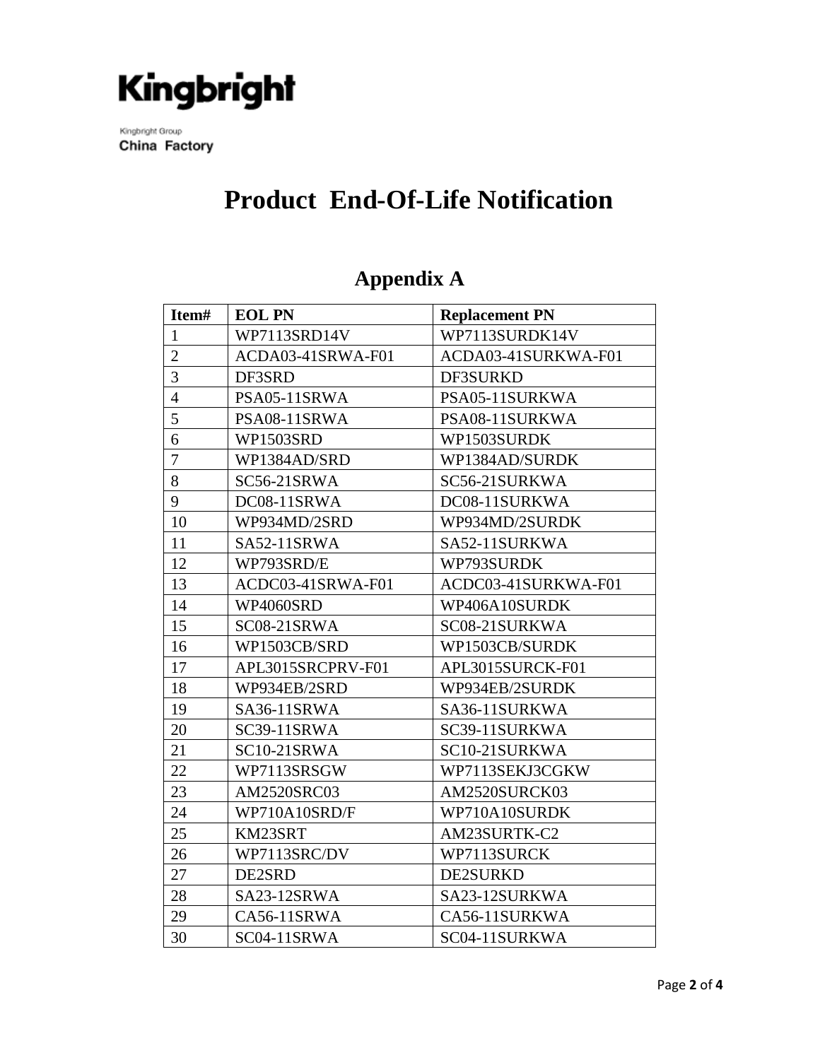Kingbright

Kingbright Group
China Factory

# Product End-Of-Life Notification

## Appendix A

| Item# | EOL PN | Replacement PN |
|---|---|---|
| 1 | WP7113SRD14V | WP7113SURDK14V |
| 2 | ACDA03-41SRWA-F01 | ACDA03-41SURKWA-F01 |
| 3 | DF3SRD | DF3SURKD |
| 4 | PSA05-11SRWA | PSA05-11SURKWA |
| 5 | PSA08-11SRWA | PSA08-11SURKWA |
| 6 | WP1503SRD | WP1503SURDK |
| 7 | WP1384AD/SRD | WP1384AD/SURDK |
| 8 | SC56-21SRWA | SC56-21SURKWA |
| 9 | DC08-11SRWA | DC08-11SURKWA |
| 10 | WP934MD/2SRD | WP934MD/2SURDK |
| 11 | SA52-11SRWA | SA52-11SURKWA |
| 12 | WP793SRD/E | WP793SURDK |
| 13 | ACDC03-41SRWA-F01 | ACDC03-41SURKWA-F01 |
| 14 | WP4060SRD | WP406A10SURDK |
| 15 | SC08-21SRWA | SC08-21SURKWA |
| 16 | WP1503CB/SRD | WP1503CB/SURDK |
| 17 | APL3015SRCPRV-F01 | APL3015SURCK-F01 |
| 18 | WP934EB/2SRD | WP934EB/2SURDK |
| 19 | SA36-11SRWA | SA36-11SURKWA |
| 20 | SC39-11SRWA | SC39-11SURKWA |
| 21 | SC10-21SRWA | SC10-21SURKWA |
| 22 | WP7113SRSGW | WP7113SEKJ3CGKW |
| 23 | AM2520SRC03 | AM2520SURCK03 |
| 24 | WP710A10SRD/F | WP710A10SURDK |
| 25 | KM23SRT | AM23SURTK-C2 |
| 26 | WP7113SRC/DV | WP7113SURCK |
| 27 | DE2SRD | DE2SURKD |
| 28 | SA23-12SRWA | SA23-12SURKWA |
| 29 | CA56-11SRWA | CA56-11SURKWA |
| 30 | SC04-11SRWA | SC04-11SURKWA |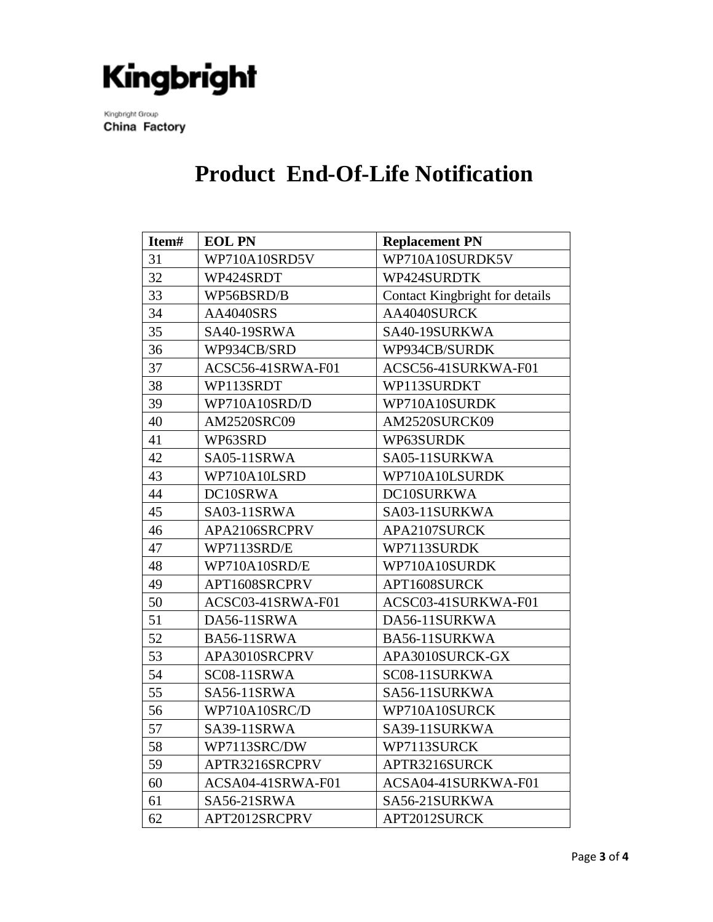Kingbright

Kingbright Group
China Factory

# Product End-Of-Life Notification

| Item# | EOL PN | Replacement PN |
|---|---|---|
| 31 | WP710A10SRD5V | WP710A10SURDK5V |
| 32 | WP424SRDT | WP424SURDTK |
| 33 | WP56BSRD/B | Contact Kingbright for details |
| 34 | AA4040SRS | AA4040SURCK |
| 35 | SA40-19SRWA | SA40-19SURKWA |
| 36 | WP934CB/SRD | WP934CB/SURDK |
| 37 | ACSC56-41SRWA-F01 | ACSC56-41SURKWA-F01 |
| 38 | WP113SRDT | WP113SURDKT |
| 39 | WP710A10SRD/D | WP710A10SURDK |
| 40 | AM2520SRC09 | AM2520SURCK09 |
| 41 | WP63SRD | WP63SURDK |
| 42 | SA05-11SRWA | SA05-11SURKWA |
| 43 | WP710A10LSRD | WP710A10LSURDK |
| 44 | DC10SRWA | DC10SURKWA |
| 45 | SA03-11SRWA | SA03-11SURKWA |
| 46 | APA2106SRCPRV | APA2107SURCK |
| 47 | WP7113SRD/E | WP7113SURDK |
| 48 | WP710A10SRD/E | WP710A10SURDK |
| 49 | APT1608SRCPRV | APT1608SURCK |
| 50 | ACSC03-41SRWA-F01 | ACSC03-41SURKWA-F01 |
| 51 | DA56-11SRWA | DA56-11SURKWA |
| 52 | BA56-11SRWA | BA56-11SURKWA |
| 53 | APA3010SRCPRV | APA3010SURCK-GX |
| 54 | SC08-11SRWA | SC08-11SURKWA |
| 55 | SA56-11SRWA | SA56-11SURKWA |
| 56 | WP710A10SRC/D | WP710A10SURCK |
| 57 | SA39-11SRWA | SA39-11SURKWA |
| 58 | WP7113SRC/DW | WP7113SURCK |
| 59 | APTR3216SRCPRV | APTR3216SURCK |
| 60 | ACSA04-41SRWA-F01 | ACSA04-41SURKWA-F01 |
| 61 | SA56-21SRWA | SA56-21SURKWA |
| 62 | APT2012SRCPRV | APT2012SURCK |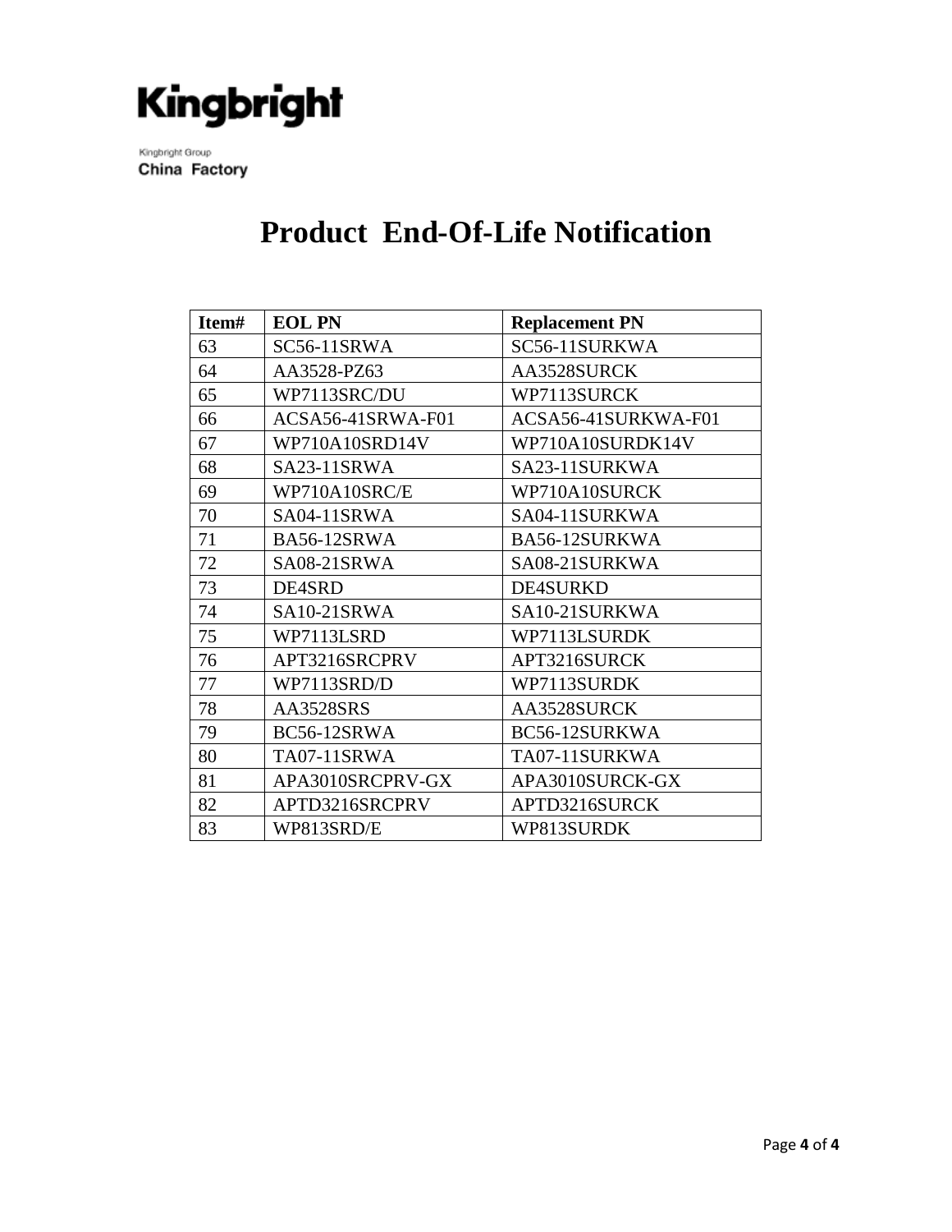Kingbright

Kingbright Group
China Factory

# Product End-Of-Life Notification

| Item# | EOL PN | Replacement PN |
|---|---|---|
| 63 | SC56-11SRWA | SC56-11SURKWA |
| 64 | AA3528-PZ63 | AA3528SURCK |
| 65 | WP7113SRC/DU | WP7113SURCK |
| 66 | ACSA56-41SRWA-F01 | ACSA56-41SURKWA-F01 |
| 67 | WP710A10SRD14V | WP710A10SURDK14V |
| 68 | SA23-11SRWA | SA23-11SURKWA |
| 69 | WP710A10SRC/E | WP710A10SURCK |
| 70 | SA04-11SRWA | SA04-11SURKWA |
| 71 | BA56-12SRWA | BA56-12SURKWA |
| 72 | SA08-21SRWA | SA08-21SURKWA |
| 73 | DE4SRD | DE4SURKD |
| 74 | SA10-21SRWA | SA10-21SURKWA |
| 75 | WP7113LSRD | WP7113LSURDK |
| 76 | APT3216SRCPRV | APT3216SURCK |
| 77 | WP7113SRD/D | WP7113SURDK |
| 78 | AA3528SRS | AA3528SURCK |
| 79 | BC56-12SRWA | BC56-12SURKWA |
| 80 | TA07-11SRWA | TA07-11SURKWA |
| 81 | APA3010SRCPRV-GX | APA3010SURCK-GX |
| 82 | APTD3216SRCPRV | APTD3216SURCK |
| 83 | WP813SRD/E | WP813SURDK |